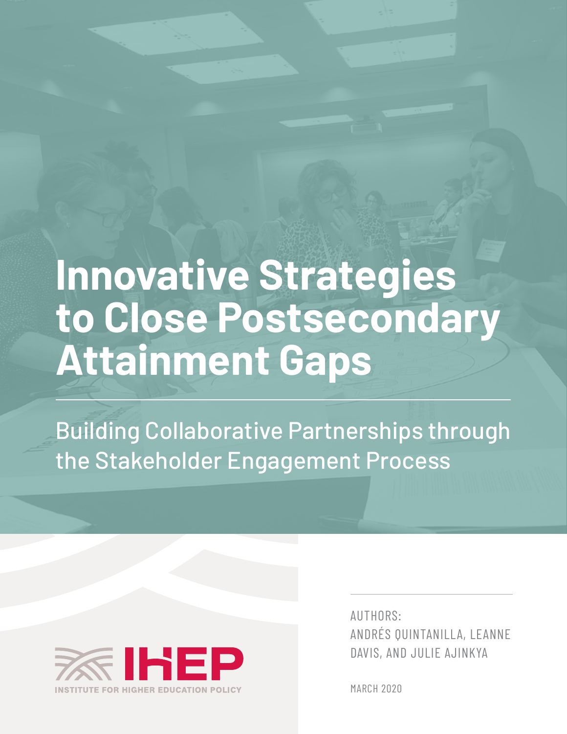# Innovative Strategies to Close Postsecondary Attainment Gaps

## Building Collaborative Partnerships through the Stakeholder Engagement Process

AUTHORS:
ANDRÉS QUINTANILLA, LEANNE DAVIS, AND JULIE AJINKYA

MARCH 2020

IHEP
INSTITUTE FOR HIGHER EDUCATION POLICY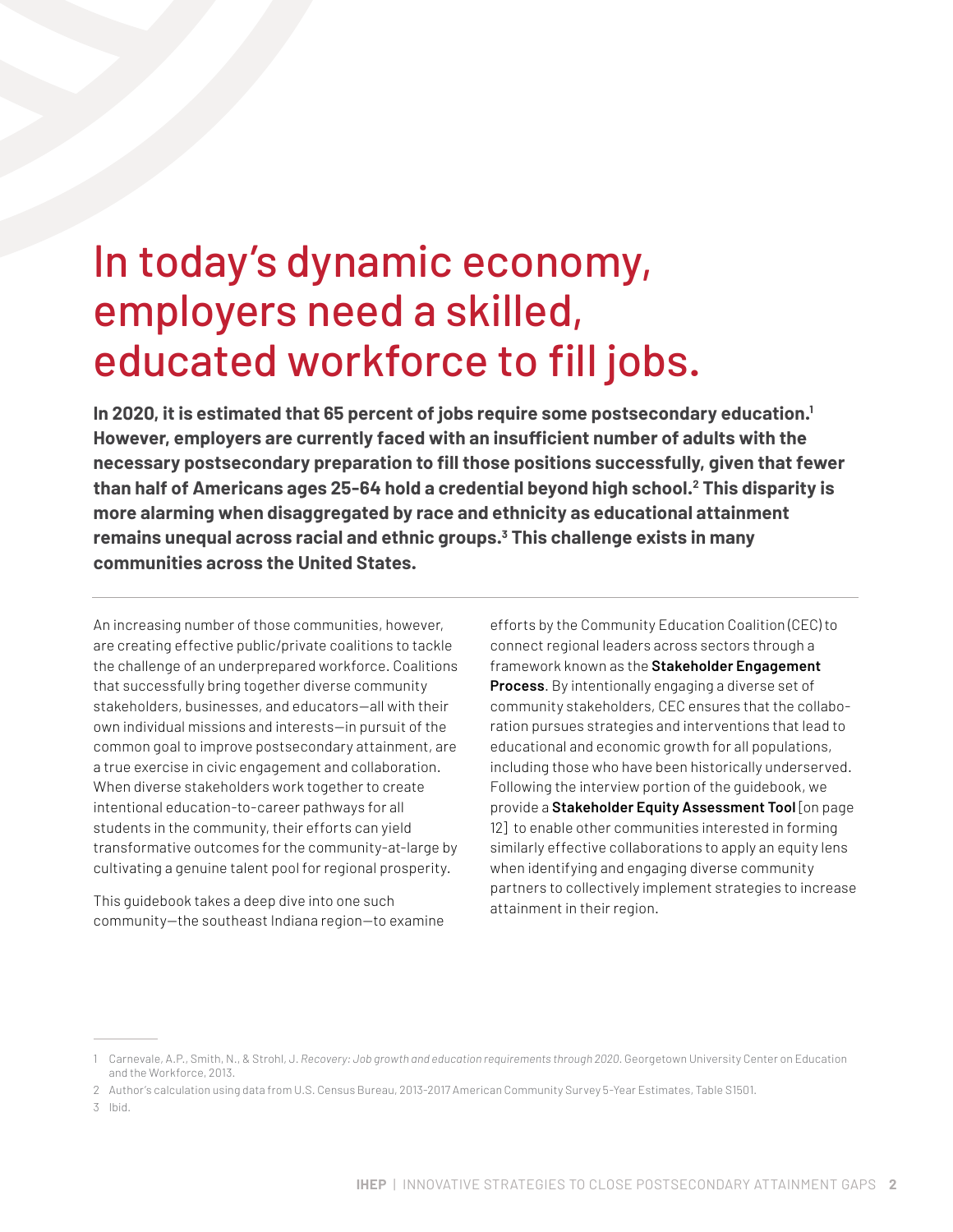# In today's dynamic economy, employers need a skilled, educated workforce to fill jobs.

**In 2020, it is estimated that 65 percent of jobs require some postsecondary education.[1] However, employers are currently faced with an insufficient number of adults with the necessary postsecondary preparation to fill those positions successfully, given that fewer than half of Americans ages 25-64 hold a credential beyond high school.[2] This disparity is more alarming when disaggregated by race and ethnicity as educational attainment remains unequal across racial and ethnic groups.[3] This challenge exists in many communities across the United States.**

---

An increasing number of those communities, however, are creating effective public/private coalitions to tackle the challenge of an underprepared workforce. Coalitions that successfully bring together diverse community stakeholders, businesses, and educators—all with their own individual missions and interests—in pursuit of the common goal to improve postsecondary attainment, are a true exercise in civic engagement and collaboration. When diverse stakeholders work together to create intentional education-to-career pathways for all students in the community, their efforts can yield transformative outcomes for the community-at-large by cultivating a genuine talent pool for regional prosperity.

This guidebook takes a deep dive into one such community—the southeast Indiana region—to examine efforts by the Community Education Coalition (CEC) to connect regional leaders across sectors through a framework known as the **Stakeholder Engagement Process**. By intentionally engaging a diverse set of community stakeholders, CEC ensures that the collaboration pursues strategies and interventions that lead to educational and economic growth for all populations, including those who have been historically underserved. Following the interview portion of the guidebook, we provide a **Stakeholder Equity Assessment Tool** [on page 12] to enable other communities interested in forming similarly effective collaborations to apply an equity lens when identifying and engaging diverse community partners to collectively implement strategies to increase attainment in their region.

---

1 Carnevale, A.P., Smith, N., & Strohl, J. *Recovery: Job growth and education requirements through 2020*. Georgetown University Center on Education and the Workforce, 2013.

2 Author's calculation using data from U.S. Census Bureau, 2013-2017 American Community Survey 5-Year Estimates, Table S1501.

3 Ibid.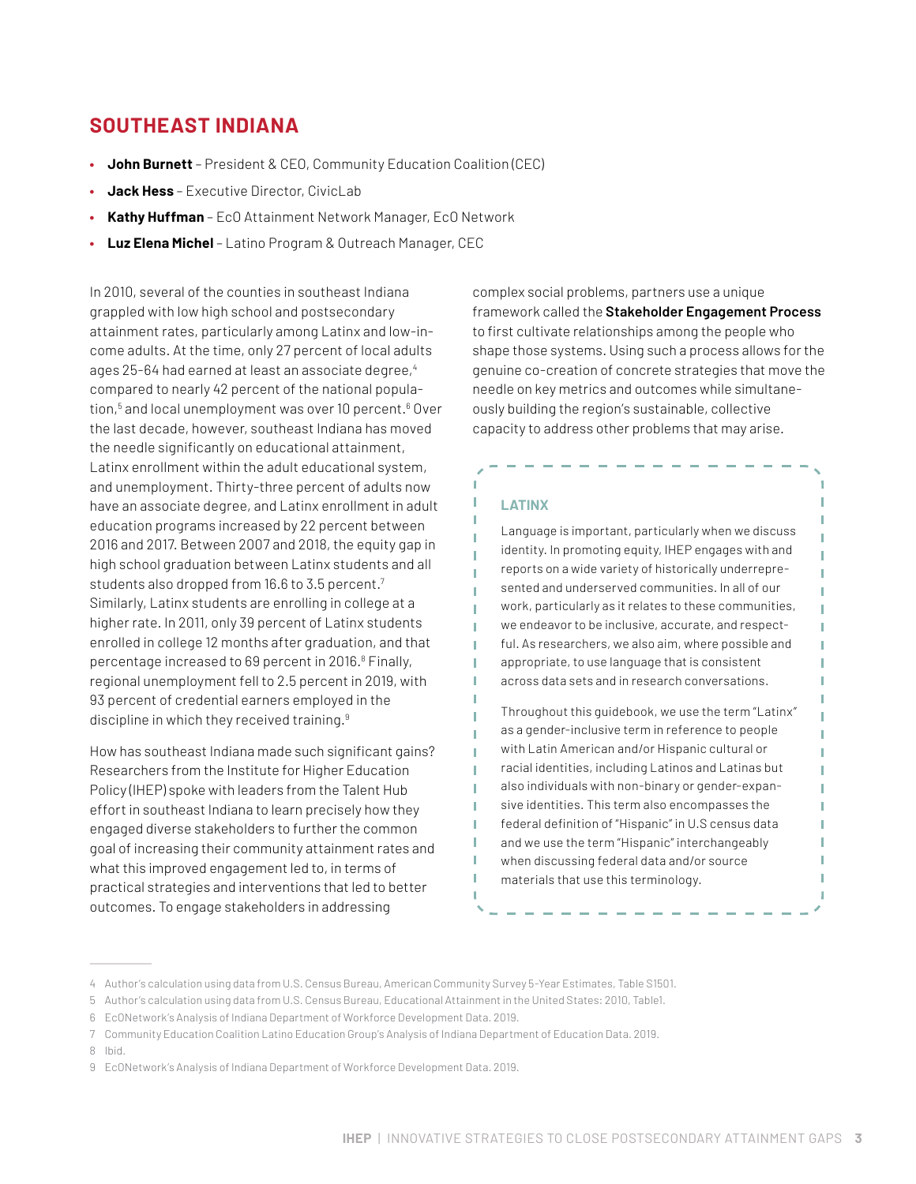## SOUTHEAST INDIANA

- **John Burnett** – President & CEO, Community Education Coalition (CEC)
- **Jack Hess** – Executive Director, CivicLab
- **Kathy Huffman** – EcO Attainment Network Manager, EcO Network
- **Luz Elena Michel** – Latino Program & Outreach Manager, CEC

In 2010, several of the counties in southeast Indiana grappled with low high school and postsecondary attainment rates, particularly among Latinx and low-income adults. At the time, only 27 percent of local adults ages 25-64 had earned at least an associate degree,[4] compared to nearly 42 percent of the national population,[5] and local unemployment was over 10 percent.[6] Over the last decade, however, southeast Indiana has moved the needle significantly on educational attainment, Latinx enrollment within the adult educational system, and unemployment. Thirty-three percent of adults now have an associate degree, and Latinx enrollment in adult education programs increased by 22 percent between 2016 and 2017. Between 2007 and 2018, the equity gap in high school graduation between Latinx students and all students also dropped from 16.6 to 3.5 percent.[7] Similarly, Latinx students are enrolling in college at a higher rate. In 2011, only 39 percent of Latinx students enrolled in college 12 months after graduation, and that percentage increased to 69 percent in 2016.[8] Finally, regional unemployment fell to 2.5 percent in 2019, with 93 percent of credential earners employed in the discipline in which they received training.[9]

How has southeast Indiana made such significant gains? Researchers from the Institute for Higher Education Policy (IHEP) spoke with leaders from the Talent Hub effort in southeast Indiana to learn precisely how they engaged diverse stakeholders to further the common goal of increasing their community attainment rates and what this improved engagement led to, in terms of practical strategies and interventions that led to better outcomes. To engage stakeholders in addressing complex social problems, partners use a unique framework called the **Stakeholder Engagement Process** to first cultivate relationships among the people who shape those systems. Using such a process allows for the genuine co-creation of concrete strategies that move the needle on key metrics and outcomes while simultaneously building the region's sustainable, collective capacity to address other problems that may arise.

> **LATINX**
>
> Language is important, particularly when we discuss identity. In promoting equity, IHEP engages with and reports on a wide variety of historically underrepresented and underserved communities. In all of our work, particularly as it relates to these communities, we endeavor to be inclusive, accurate, and respectful. As researchers, we also aim, where possible and appropriate, to use language that is consistent across data sets and in research conversations.
>
> Throughout this guidebook, we use the term "Latinx" as a gender-inclusive term in reference to people with Latin American and/or Hispanic cultural or racial identities, including Latinos and Latinas but also individuals with non-binary or gender-expansive identities. This term also encompasses the federal definition of "Hispanic" in U.S census data and we use the term "Hispanic" interchangeably when discussing federal data and/or source materials that use this terminology.

---

4 Author's calculation using data from U.S. Census Bureau, American Community Survey 5-Year Estimates, Table S1501.

5 Author's calculation using data from U.S. Census Bureau, Educational Attainment in the United States: 2010, Table1.

6 EcONetwork's Analysis of Indiana Department of Workforce Development Data. 2019.

7 Community Education Coalition Latino Education Group's Analysis of Indiana Department of Education Data. 2019.

8 Ibid.

9 EcONetwork's Analysis of Indiana Department of Workforce Development Data. 2019.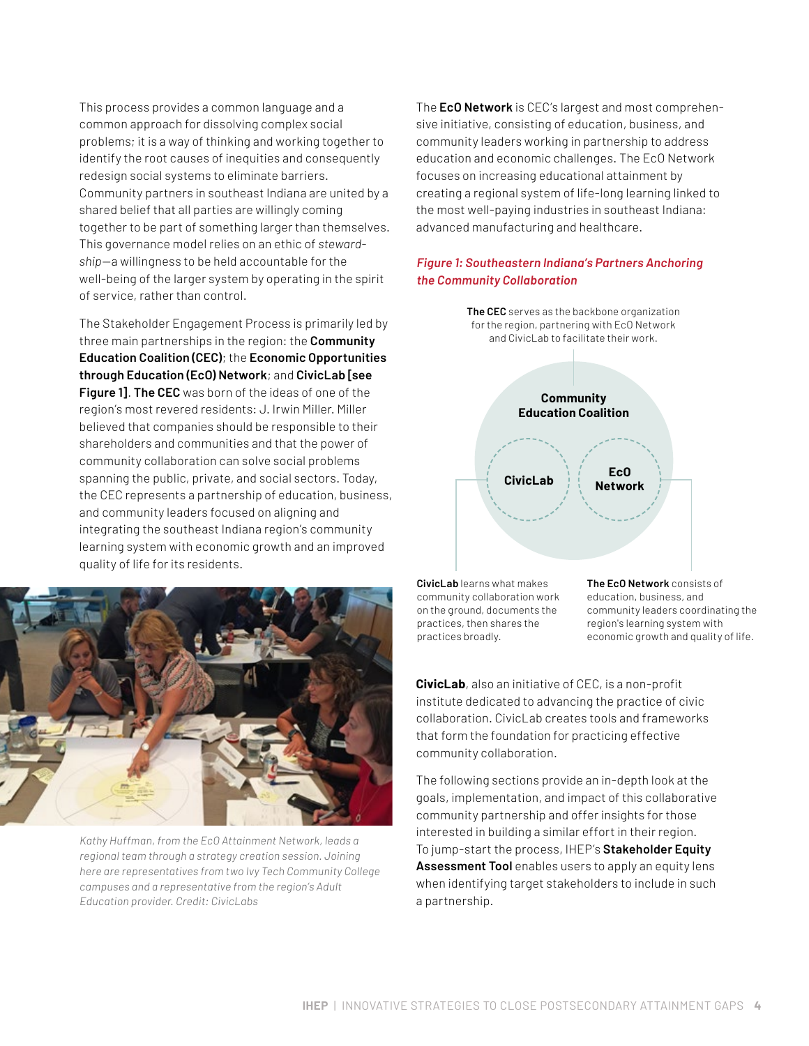This process provides a common language and a common approach for dissolving complex social problems; it is a way of thinking and working together to identify the root causes of inequities and consequently redesign social systems to eliminate barriers. Community partners in southeast Indiana are united by a shared belief that all parties are willingly coming together to be part of something larger than themselves. This governance model relies on an ethic of *stewardship*—a willingness to be held accountable for the well-being of the larger system by operating in the spirit of service, rather than control.

The Stakeholder Engagement Process is primarily led by three main partnerships in the region: the **Community Education Coalition (CEC)**; the **Economic Opportunities through Education (EcO) Network**; and **CivicLab [see Figure 1]**. **The CEC** was born of the ideas of one of the region's most revered residents: J. Irwin Miller. Miller believed that companies should be responsible to their shareholders and communities and that the power of community collaboration can solve social problems spanning the public, private, and social sectors. Today, the CEC represents a partnership of education, business, and community leaders focused on aligning and integrating the southeast Indiana region's community learning system with economic growth and an improved quality of life for its residents.

*Kathy Huffman, from the EcO Attainment Network, leads a regional team through a strategy creation session. Joining here are representatives from two Ivy Tech Community College campuses and a representative from the region's Adult Education provider. Credit: CivicLabs*

The **EcO Network** is CEC's largest and most comprehensive initiative, consisting of education, business, and community leaders working in partnership to address education and economic challenges. The EcO Network focuses on increasing educational attainment by creating a regional system of life-long learning linked to the most well-paying industries in southeast Indiana: advanced manufacturing and healthcare.

*Figure 1: Southeastern Indiana's Partners Anchoring the Community Collaboration*

**The CEC** serves as the backbone organization for the region, partnering with EcO Network and CivicLab to facilitate their work.

**Community Education Coalition**

**CivicLab**

**EcO Network**

**CivicLab** learns what makes community collaboration work on the ground, documents the practices, then shares the practices broadly.

**The EcO Network** consists of education, business, and community leaders coordinating the region's learning system with economic growth and quality of life.

**CivicLab**, also an initiative of CEC, is a non-profit institute dedicated to advancing the practice of civic collaboration. CivicLab creates tools and frameworks that form the foundation for practicing effective community collaboration.

The following sections provide an in-depth look at the goals, implementation, and impact of this collaborative community partnership and offer insights for those interested in building a similar effort in their region. To jump-start the process, IHEP's **Stakeholder Equity Assessment Tool** enables users to apply an equity lens when identifying target stakeholders to include in such a partnership.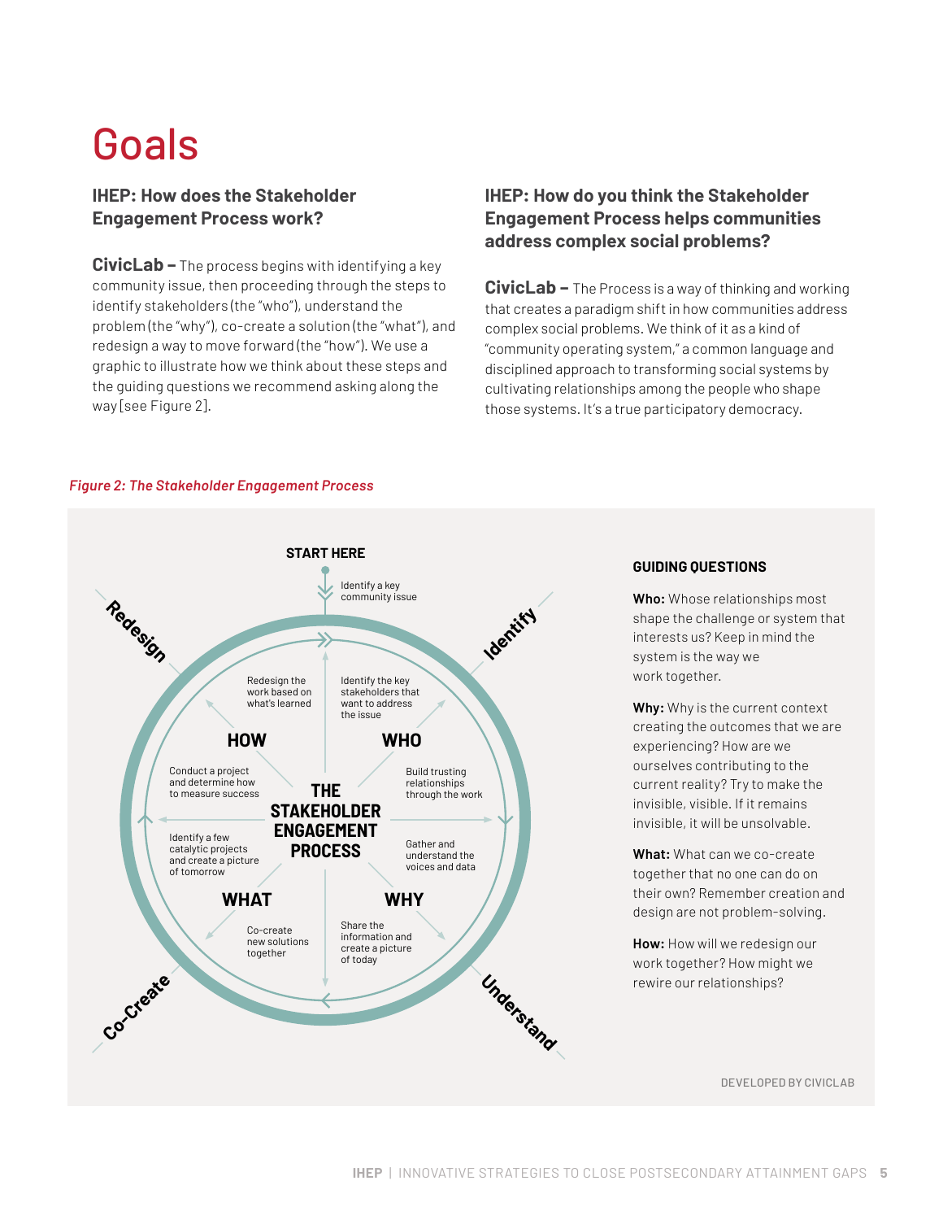# Goals

### IHEP: How does the Stakeholder Engagement Process work?

**CivicLab –** The process begins with identifying a key community issue, then proceeding through the steps to identify stakeholders (the "who"), understand the problem (the "why"), co-create a solution (the "what"), and redesign a way to move forward (the "how"). We use a graphic to illustrate how we think about these steps and the guiding questions we recommend asking along the way [see Figure 2].

### IHEP: How do you think the Stakeholder Engagement Process helps communities address complex social problems?

**CivicLab –** The Process is a way of thinking and working that creates a paradigm shift in how communities address complex social problems. We think of it as a kind of "community operating system," a common language and disciplined approach to transforming social systems by cultivating relationships among the people who shape those systems. It's a true participatory democracy.

*Figure 2: The Stakeholder Engagement Process*

**START HERE**

Identify a key community issue

**THE STAKEHOLDER ENGAGEMENT PROCESS**

**Identify** — **WHO**
- Identify the key stakeholders that want to address the issue
- Build trusting relationships through the work

**Understand** — **WHY**
- Gather and understand the voices and data
- Share the information and create a picture of today

**Co-Create** — **WHAT**
- Co-create new solutions together
- Identify a few catalytic projects and create a picture of tomorrow

**Redesign** — **HOW**
- Conduct a project and determine how to measure success
- Redesign the work based on what's learned

**GUIDING QUESTIONS**

**Who:** Whose relationships most shape the challenge or system that interests us? Keep in mind the system is the way we work together.

**Why:** Why is the current context creating the outcomes that we are experiencing? How are we ourselves contributing to the current reality? Try to make the invisible, visible. If it remains invisible, it will be unsolvable.

**What:** What can we co-create together that no one can do on their own? Remember creation and design are not problem-solving.

**How:** How will we redesign our work together? How might we rewire our relationships?

DEVELOPED BY CIVICLAB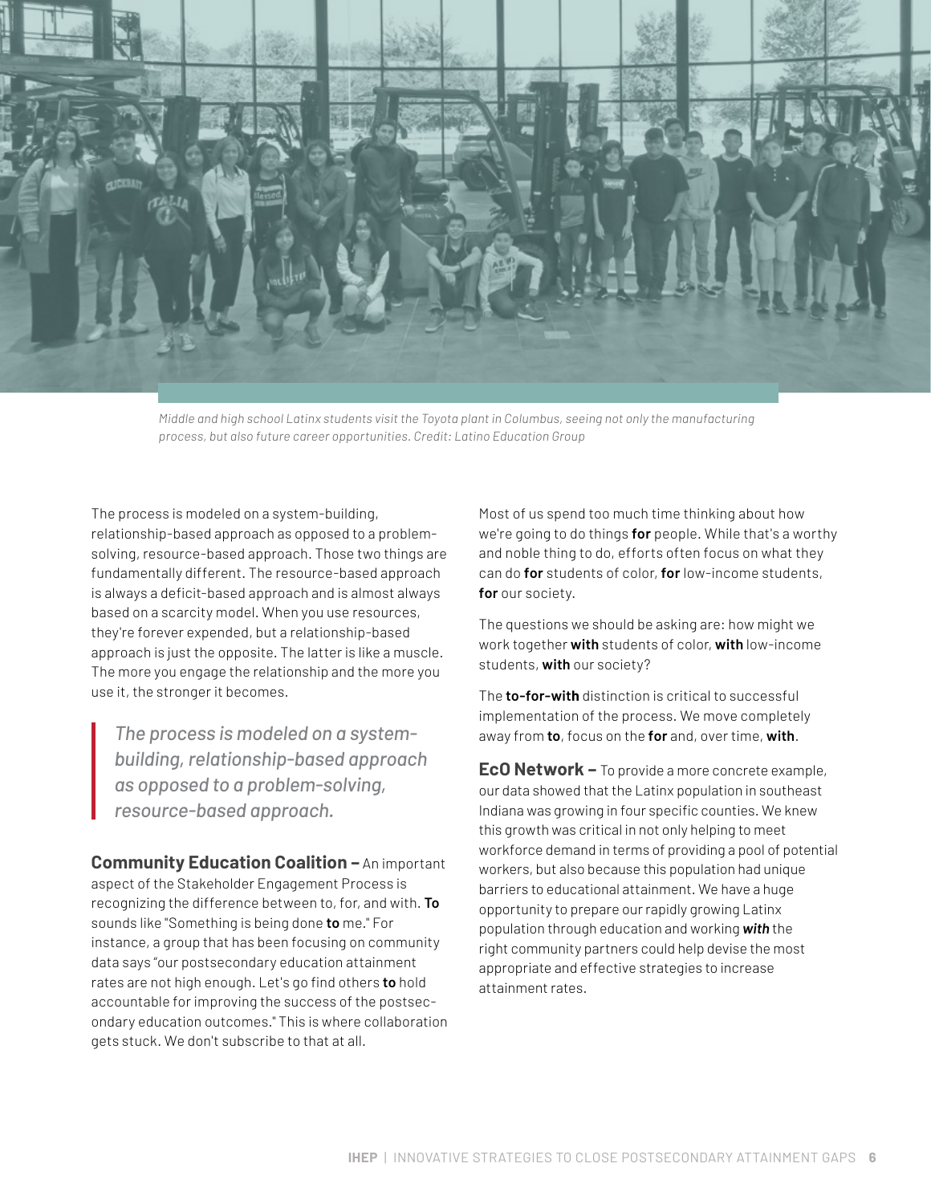*Middle and high school Latinx students visit the Toyota plant in Columbus, seeing not only the manufacturing process, but also future career opportunities. Credit: Latino Education Group*

The process is modeled on a system-building, relationship-based approach as opposed to a problem-solving, resource-based approach. Those two things are fundamentally different. The resource-based approach is always a deficit-based approach and is almost always based on a scarcity model. When you use resources, they're forever expended, but a relationship-based approach is just the opposite. The latter is like a muscle. The more you engage the relationship and the more you use it, the stronger it becomes.

> *The process is modeled on a system-building, relationship-based approach as opposed to a problem-solving, resource-based approach.*

**Community Education Coalition –** An important aspect of the Stakeholder Engagement Process is recognizing the difference between to, for, and with. **To** sounds like "Something is being done **to** me." For instance, a group that has been focusing on community data says "our postsecondary education attainment rates are not high enough. Let's go find others **to** hold accountable for improving the success of the postsecondary education outcomes." This is where collaboration gets stuck. We don't subscribe to that at all.

Most of us spend too much time thinking about how we're going to do things **for** people. While that's a worthy and noble thing to do, efforts often focus on what they can do **for** students of color, **for** low-income students, **for** our society.

The questions we should be asking are: how might we work together **with** students of color, **with** low-income students, **with** our society?

The **to-for-with** distinction is critical to successful implementation of the process. We move completely away from **to**, focus on the **for** and, over time, **with**.

**EcO Network –** To provide a more concrete example, our data showed that the Latinx population in southeast Indiana was growing in four specific counties. We knew this growth was critical in not only helping to meet workforce demand in terms of providing a pool of potential workers, but also because this population had unique barriers to educational attainment. We have a huge opportunity to prepare our rapidly growing Latinx population through education and working ***with*** the right community partners could help devise the most appropriate and effective strategies to increase attainment rates.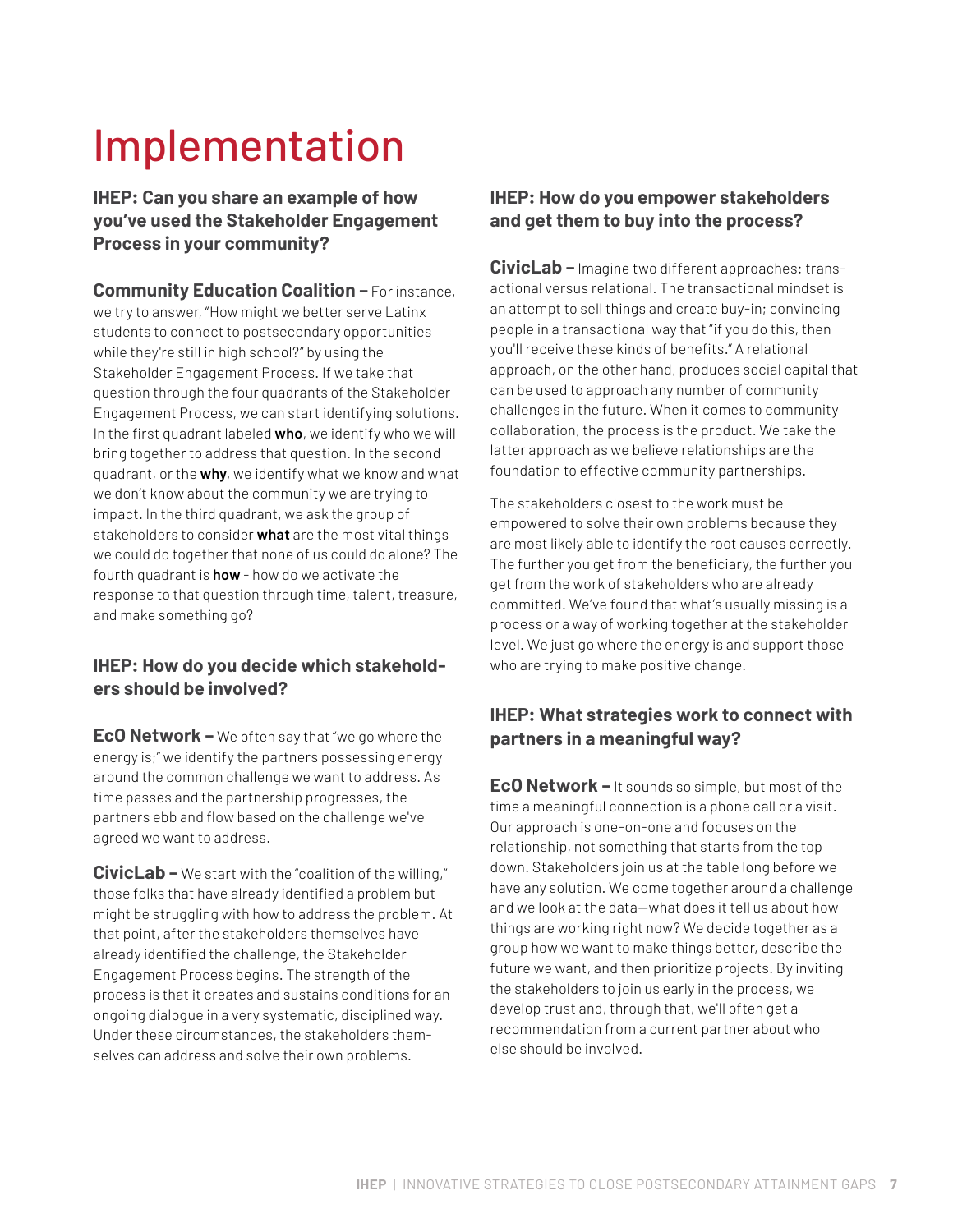# Implementation

### IHEP: Can you share an example of how you've used the Stakeholder Engagement Process in your community?

**Community Education Coalition –** For instance, we try to answer, "How might we better serve Latinx students to connect to postsecondary opportunities while they're still in high school?" by using the Stakeholder Engagement Process. If we take that question through the four quadrants of the Stakeholder Engagement Process, we can start identifying solutions. In the first quadrant labeled **who**, we identify who we will bring together to address that question. In the second quadrant, or the **why**, we identify what we know and what we don't know about the community we are trying to impact. In the third quadrant, we ask the group of stakeholders to consider **what** are the most vital things we could do together that none of us could do alone? The fourth quadrant is **how** - how do we activate the response to that question through time, talent, treasure, and make something go?

### IHEP: How do you decide which stakeholders should be involved?

**EcO Network –** We often say that "we go where the energy is;" we identify the partners possessing energy around the common challenge we want to address. As time passes and the partnership progresses, the partners ebb and flow based on the challenge we've agreed we want to address.

**CivicLab –** We start with the "coalition of the willing," those folks that have already identified a problem but might be struggling with how to address the problem. At that point, after the stakeholders themselves have already identified the challenge, the Stakeholder Engagement Process begins. The strength of the process is that it creates and sustains conditions for an ongoing dialogue in a very systematic, disciplined way. Under these circumstances, the stakeholders themselves can address and solve their own problems.

### IHEP: How do you empower stakeholders and get them to buy into the process?

**CivicLab –** Imagine two different approaches: transactional versus relational. The transactional mindset is an attempt to sell things and create buy-in; convincing people in a transactional way that "if you do this, then you'll receive these kinds of benefits." A relational approach, on the other hand, produces social capital that can be used to approach any number of community challenges in the future. When it comes to community collaboration, the process is the product. We take the latter approach as we believe relationships are the foundation to effective community partnerships.

The stakeholders closest to the work must be empowered to solve their own problems because they are most likely able to identify the root causes correctly. The further you get from the beneficiary, the further you get from the work of stakeholders who are already committed. We've found that what's usually missing is a process or a way of working together at the stakeholder level. We just go where the energy is and support those who are trying to make positive change.

### IHEP: What strategies work to connect with partners in a meaningful way?

**EcO Network –** It sounds so simple, but most of the time a meaningful connection is a phone call or a visit. Our approach is one-on-one and focuses on the relationship, not something that starts from the top down. Stakeholders join us at the table long before we have any solution. We come together around a challenge and we look at the data—what does it tell us about how things are working right now? We decide together as a group how we want to make things better, describe the future we want, and then prioritize projects. By inviting the stakeholders to join us early in the process, we develop trust and, through that, we'll often get a recommendation from a current partner about who else should be involved.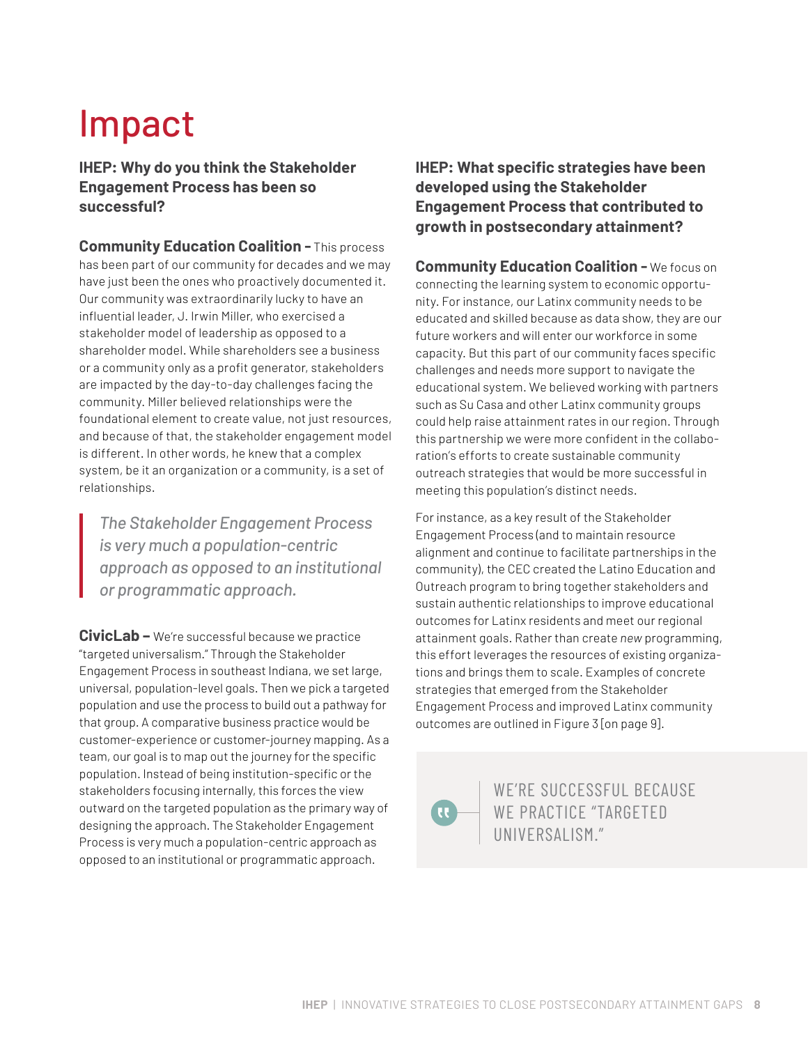# Impact

**IHEP: Why do you think the Stakeholder Engagement Process has been so successful?**

**Community Education Coalition –** This process has been part of our community for decades and we may have just been the ones who proactively documented it. Our community was extraordinarily lucky to have an influential leader, J. Irwin Miller, who exercised a stakeholder model of leadership as opposed to a shareholder model. While shareholders see a business or a community only as a profit generator, stakeholders are impacted by the day-to-day challenges facing the community. Miller believed relationships were the foundational element to create value, not just resources, and because of that, the stakeholder engagement model is different. In other words, he knew that a complex system, be it an organization or a community, is a set of relationships.

> *The Stakeholder Engagement Process is very much a population-centric approach as opposed to an institutional or programmatic approach.*

**CivicLab –** We're successful because we practice "targeted universalism." Through the Stakeholder Engagement Process in southeast Indiana, we set large, universal, population-level goals. Then we pick a targeted population and use the process to build out a pathway for that group. A comparative business practice would be customer-experience or customer-journey mapping. As a team, our goal is to map out the journey for the specific population. Instead of being institution-specific or the stakeholders focusing internally, this forces the view outward on the targeted population as the primary way of designing the approach. The Stakeholder Engagement Process is very much a population-centric approach as opposed to an institutional or programmatic approach.

**IHEP: What specific strategies have been developed using the Stakeholder Engagement Process that contributed to growth in postsecondary attainment?**

**Community Education Coalition –** We focus on connecting the learning system to economic opportunity. For instance, our Latinx community needs to be educated and skilled because as data show, they are our future workers and will enter our workforce in some capacity. But this part of our community faces specific challenges and needs more support to navigate the educational system. We believed working with partners such as Su Casa and other Latinx community groups could help raise attainment rates in our region. Through this partnership we were more confident in the collaboration's efforts to create sustainable community outreach strategies that would be more successful in meeting this population's distinct needs.

For instance, as a key result of the Stakeholder Engagement Process (and to maintain resource alignment and continue to facilitate partnerships in the community), the CEC created the Latino Education and Outreach program to bring together stakeholders and sustain authentic relationships to improve educational outcomes for Latinx residents and meet our regional attainment goals. Rather than create *new* programming, this effort leverages the resources of existing organizations and brings them to scale. Examples of concrete strategies that emerged from the Stakeholder Engagement Process and improved Latinx community outcomes are outlined in Figure 3 [on page 9].

> WE'RE SUCCESSFUL BECAUSE WE PRACTICE "TARGETED UNIVERSALISM."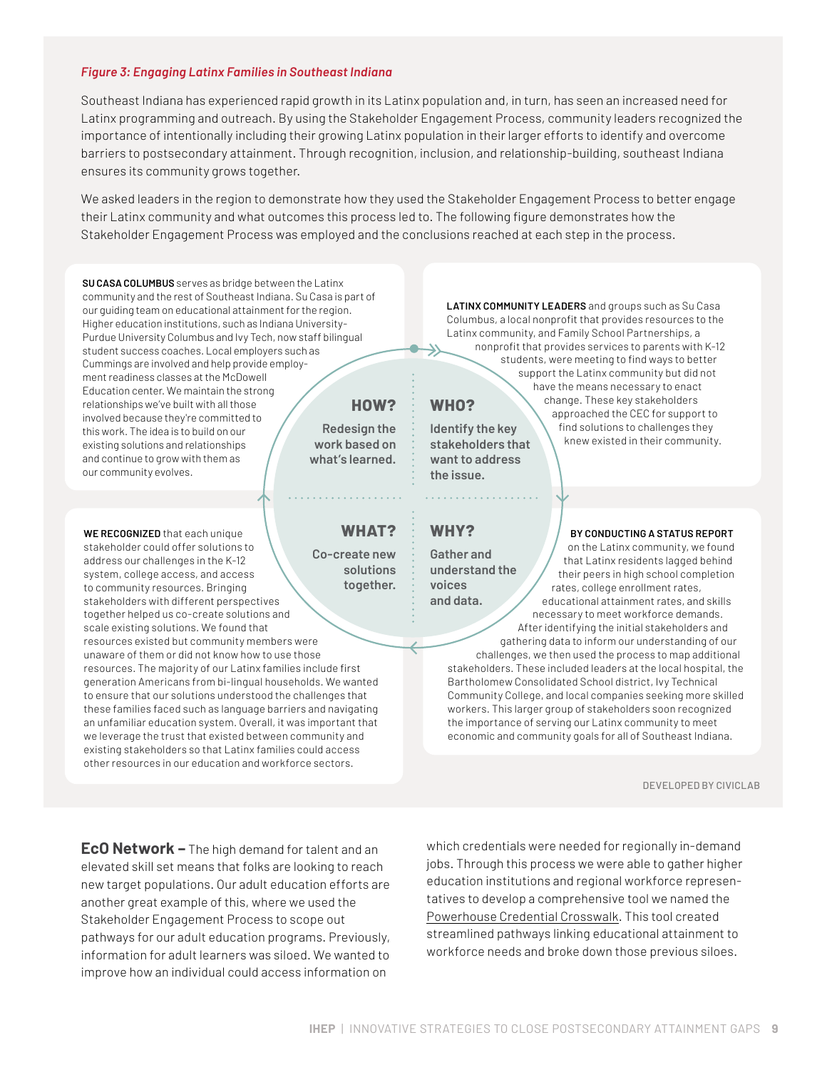*Figure 3: Engaging Latinx Families in Southeast Indiana*

Southeast Indiana has experienced rapid growth in its Latinx population and, in turn, has seen an increased need for Latinx programming and outreach. By using the Stakeholder Engagement Process, community leaders recognized the importance of intentionally including their growing Latinx population in their larger efforts to identify and overcome barriers to postsecondary attainment. Through recognition, inclusion, and relationship-building, southeast Indiana ensures its community grows together.

We asked leaders in the region to demonstrate how they used the Stakeholder Engagement Process to better engage their Latinx community and what outcomes this process led to. The following figure demonstrates how the Stakeholder Engagement Process was employed and the conclusions reached at each step in the process.

**WHO?** Identify the key stakeholders that want to address the issue.

**LATINX COMMUNITY LEADERS** and groups such as Su Casa Columbus, a local nonprofit that provides resources to the Latinx community, and Family School Partnerships, a nonprofit that provides services to parents with K-12 students, were meeting to find ways to better support the Latinx community but did not have the means necessary to enact change. These key stakeholders approached the CEC for support to find solutions to challenges they knew existed in their community.

**WHY?** Gather and understand the voices and data.

**BY CONDUCTING A STATUS REPORT** on the Latinx community, we found that Latinx residents lagged behind their peers in high school completion rates, college enrollment rates, educational attainment rates, and skills necessary to meet workforce demands. After identifying the initial stakeholders and gathering data to inform our understanding of our challenges, we then used the process to map additional stakeholders. These included leaders at the local hospital, the Bartholomew Consolidated School district, Ivy Technical Community College, and local companies seeking more skilled workers. This larger group of stakeholders soon recognized the importance of serving our Latinx community to meet economic and community goals for all of Southeast Indiana.

**WHAT?** Co-create new solutions together.

**WE RECOGNIZED** that each unique stakeholder could offer solutions to address our challenges in the K-12 system, college access, and access to community resources. Bringing stakeholders with different perspectives together helped us co-create solutions and scale existing solutions. We found that resources existed but community members were unaware of them or did not know how to use those resources. The majority of our Latinx families include first generation Americans from bi-lingual households. We wanted to ensure that our solutions understood the challenges that these families faced such as language barriers and navigating an unfamiliar education system. Overall, it was important that we leverage the trust that existed between community and existing stakeholders so that Latinx families could access other resources in our education and workforce sectors.

**HOW?** Redesign the work based on what's learned.

**SU CASA COLUMBUS** serves as bridge between the Latinx community and the rest of Southeast Indiana. Su Casa is part of our guiding team on educational attainment for the region. Higher education institutions, such as Indiana University-Purdue University Columbus and Ivy Tech, now staff bilingual student success coaches. Local employers such as Cummings are involved and help provide employment readiness classes at the McDowell Education center. We maintain the strong relationships we've built with all those involved because they're committed to this work. The idea is to build on our existing solutions and relationships and continue to grow with them as our community evolves.

DEVELOPED BY CIVICLAB

**EcO Network –** The high demand for talent and an elevated skill set means that folks are looking to reach new target populations. Our adult education efforts are another great example of this, where we used the Stakeholder Engagement Process to scope out pathways for our adult education programs. Previously, information for adult learners was siloed. We wanted to improve how an individual could access information on which credentials were needed for regionally in-demand jobs. Through this process we were able to gather higher education institutions and regional workforce representatives to develop a comprehensive tool we named the Powerhouse Credential Crosswalk. This tool created streamlined pathways linking educational attainment to workforce needs and broke down those previous siloes.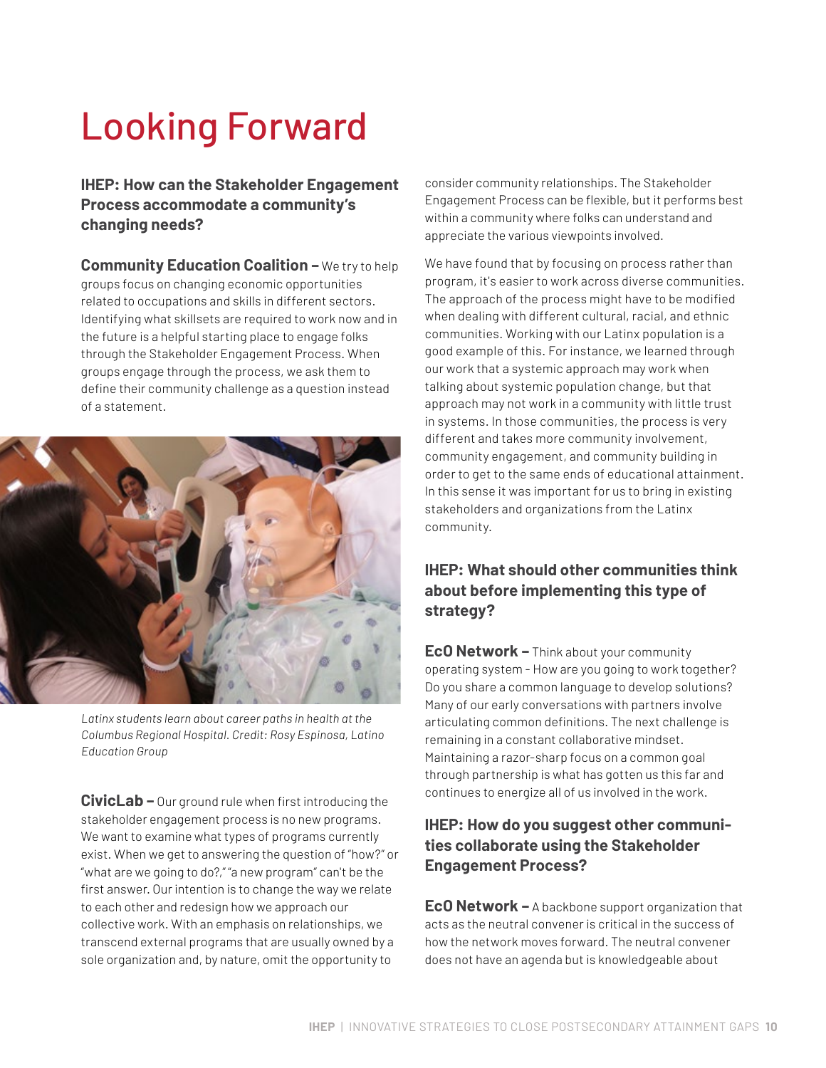# Looking Forward

**IHEP: How can the Stakeholder Engagement Process accommodate a community's changing needs?**

**Community Education Coalition –** We try to help groups focus on changing economic opportunities related to occupations and skills in different sectors. Identifying what skillsets are required to work now and in the future is a helpful starting place to engage folks through the Stakeholder Engagement Process. When groups engage through the process, we ask them to define their community challenge as a question instead of a statement.

*Latinx students learn about career paths in health at the Columbus Regional Hospital. Credit: Rosy Espinosa, Latino Education Group*

**CivicLab –** Our ground rule when first introducing the stakeholder engagement process is no new programs. We want to examine what types of programs currently exist. When we get to answering the question of "how?" or "what are we going to do?," "a new program" can't be the first answer. Our intention is to change the way we relate to each other and redesign how we approach our collective work. With an emphasis on relationships, we transcend external programs that are usually owned by a sole organization and, by nature, omit the opportunity to consider community relationships. The Stakeholder Engagement Process can be flexible, but it performs best within a community where folks can understand and appreciate the various viewpoints involved.

We have found that by focusing on process rather than program, it's easier to work across diverse communities. The approach of the process might have to be modified when dealing with different cultural, racial, and ethnic communities. Working with our Latinx population is a good example of this. For instance, we learned through our work that a systemic approach may work when talking about systemic population change, but that approach may not work in a community with little trust in systems. In those communities, the process is very different and takes more community involvement, community engagement, and community building in order to get to the same ends of educational attainment. In this sense it was important for us to bring in existing stakeholders and organizations from the Latinx community.

**IHEP: What should other communities think about before implementing this type of strategy?**

**EcO Network –** Think about your community operating system - How are you going to work together? Do you share a common language to develop solutions? Many of our early conversations with partners involve articulating common definitions. The next challenge is remaining in a constant collaborative mindset. Maintaining a razor-sharp focus on a common goal through partnership is what has gotten us this far and continues to energize all of us involved in the work.

**IHEP: How do you suggest other communities collaborate using the Stakeholder Engagement Process?**

**EcO Network –** A backbone support organization that acts as the neutral convener is critical in the success of how the network moves forward. The neutral convener does not have an agenda but is knowledgeable about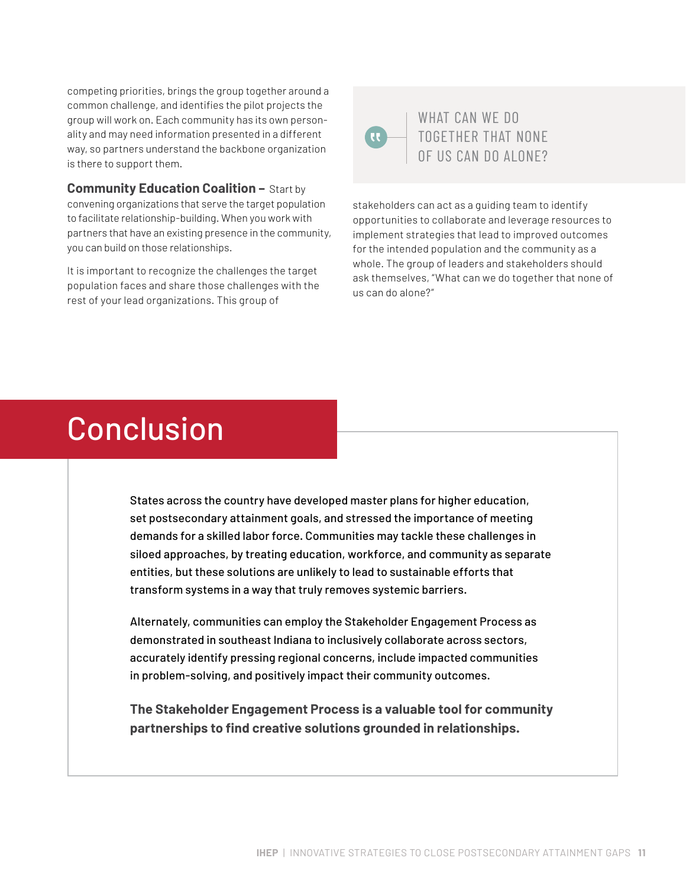competing priorities, brings the group together around a common challenge, and identifies the pilot projects the group will work on. Each community has its own personality and may need information presented in a different way, so partners understand the backbone organization is there to support them.

**Community Education Coalition –** Start by convening organizations that serve the target population to facilitate relationship-building. When you work with partners that have an existing presence in the community, you can build on those relationships.

It is important to recognize the challenges the target population faces and share those challenges with the rest of your lead organizations. This group of stakeholders can act as a guiding team to identify opportunities to collaborate and leverage resources to implement strategies that lead to improved outcomes for the intended population and the community as a whole. The group of leaders and stakeholders should ask themselves, "What can we do together that none of us can do alone?"

> WHAT CAN WE DO TOGETHER THAT NONE OF US CAN DO ALONE?

# Conclusion

States across the country have developed master plans for higher education, set postsecondary attainment goals, and stressed the importance of meeting demands for a skilled labor force. Communities may tackle these challenges in siloed approaches, by treating education, workforce, and community as separate entities, but these solutions are unlikely to lead to sustainable efforts that transform systems in a way that truly removes systemic barriers.

Alternately, communities can employ the Stakeholder Engagement Process as demonstrated in southeast Indiana to inclusively collaborate across sectors, accurately identify pressing regional concerns, include impacted communities in problem-solving, and positively impact their community outcomes.

**The Stakeholder Engagement Process is a valuable tool for community partnerships to find creative solutions grounded in relationships.**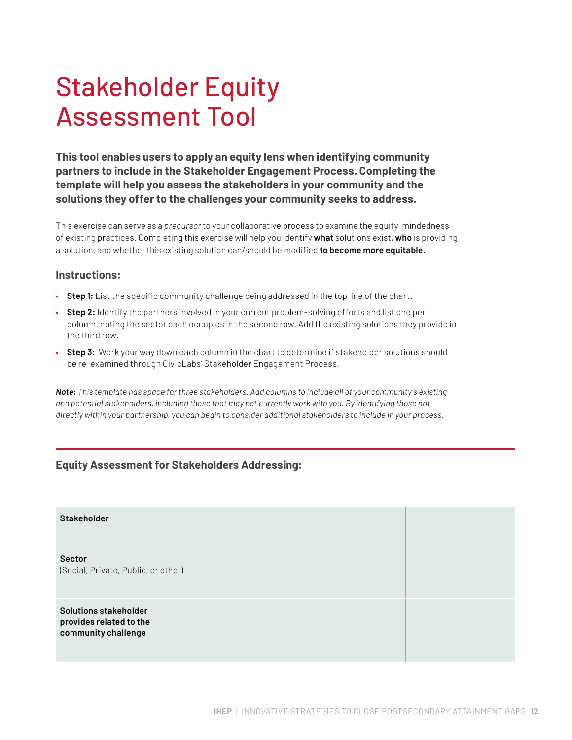# Stakeholder Equity Assessment Tool

**This tool enables users to apply an equity lens when identifying community partners to include in the Stakeholder Engagement Process. Completing the template will help you assess the stakeholders in your community and the solutions they offer to the challenges your community seeks to address.**

This exercise can serve as a *precursor* to your collaborative process to examine the equity-mindedness of existing practices. Completing this exercise will help you identify **what** solutions exist, **who** is providing a solution, and whether this existing solution can/should be modified **to become more equitable**.

### Instructions:

- **Step 1:** List the specific community challenge being addressed in the top line of the chart.
- **Step 2:** Identify the partners involved in your current problem-solving efforts and list one per column, noting the sector each occupies in the second row. Add the existing solutions they provide in the third row.
- **Step 3:** Work your way down each column in the chart to determine if stakeholder solutions should be re-examined through CivicLabs' Stakeholder Engagement Process.

***Note:*** *This template has space for three stakeholders. Add columns to include all of your community's existing and potential stakeholders, including those that may not currently work with you. By identifying those not directly within your partnership, you can begin to consider additional stakeholders to include in your process.*

---

### Equity Assessment for Stakeholders Addressing:

| **Stakeholder** | | | |
|---|---|---|---|
| **Sector** (Social, Private, Public, or other) | | | |
| **Solutions stakeholder provides related to the community challenge** | | | |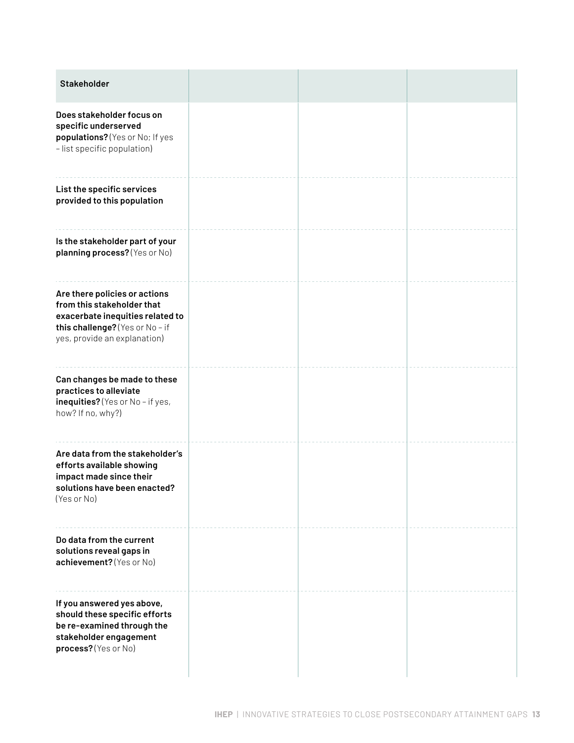| Stakeholder | | | |
|---|---|---|---|
| **Does stakeholder focus on specific underserved populations?** (Yes or No; If yes – list specific population) | | | |
| **List the specific services provided to this population** | | | |
| **Is the stakeholder part of your planning process?** (Yes or No) | | | |
| **Are there policies or actions from this stakeholder that exacerbate inequities related to this challenge?** (Yes or No – if yes, provide an explanation) | | | |
| **Can changes be made to these practices to alleviate inequities?** (Yes or No – if yes, how? If no, why?) | | | |
| **Are data from the stakeholder's efforts available showing impact made since their solutions have been enacted?** (Yes or No) | | | |
| **Do data from the current solutions reveal gaps in achievement?** (Yes or No) | | | |
| **If you answered yes above, should these specific efforts be re-examined through the stakeholder engagement process?** (Yes or No) | | | |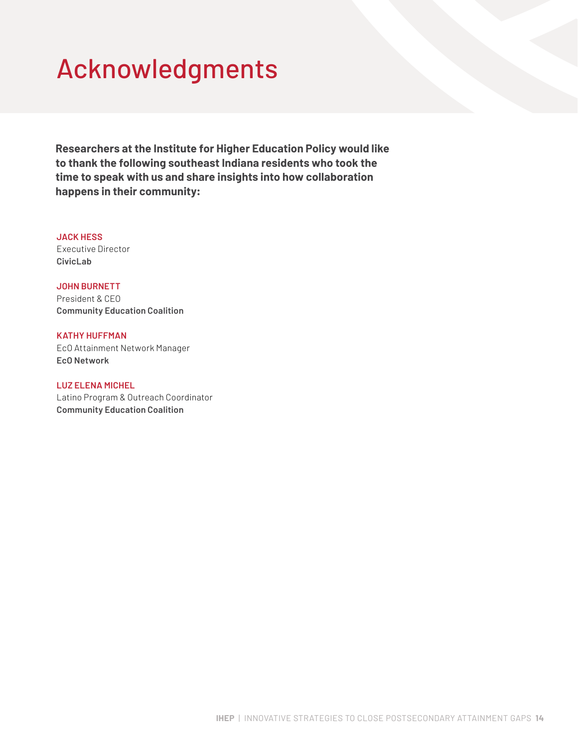# Acknowledgments

**Researchers at the Institute for Higher Education Policy would like to thank the following southeast Indiana residents who took the time to speak with us and share insights into how collaboration happens in their community:**

**JACK HESS**
Executive Director
**CivicLab**

**JOHN BURNETT**
President & CEO
**Community Education Coalition**

**KATHY HUFFMAN**
EcO Attainment Network Manager
**EcO Network**

**LUZ ELENA MICHEL**
Latino Program & Outreach Coordinator
**Community Education Coalition**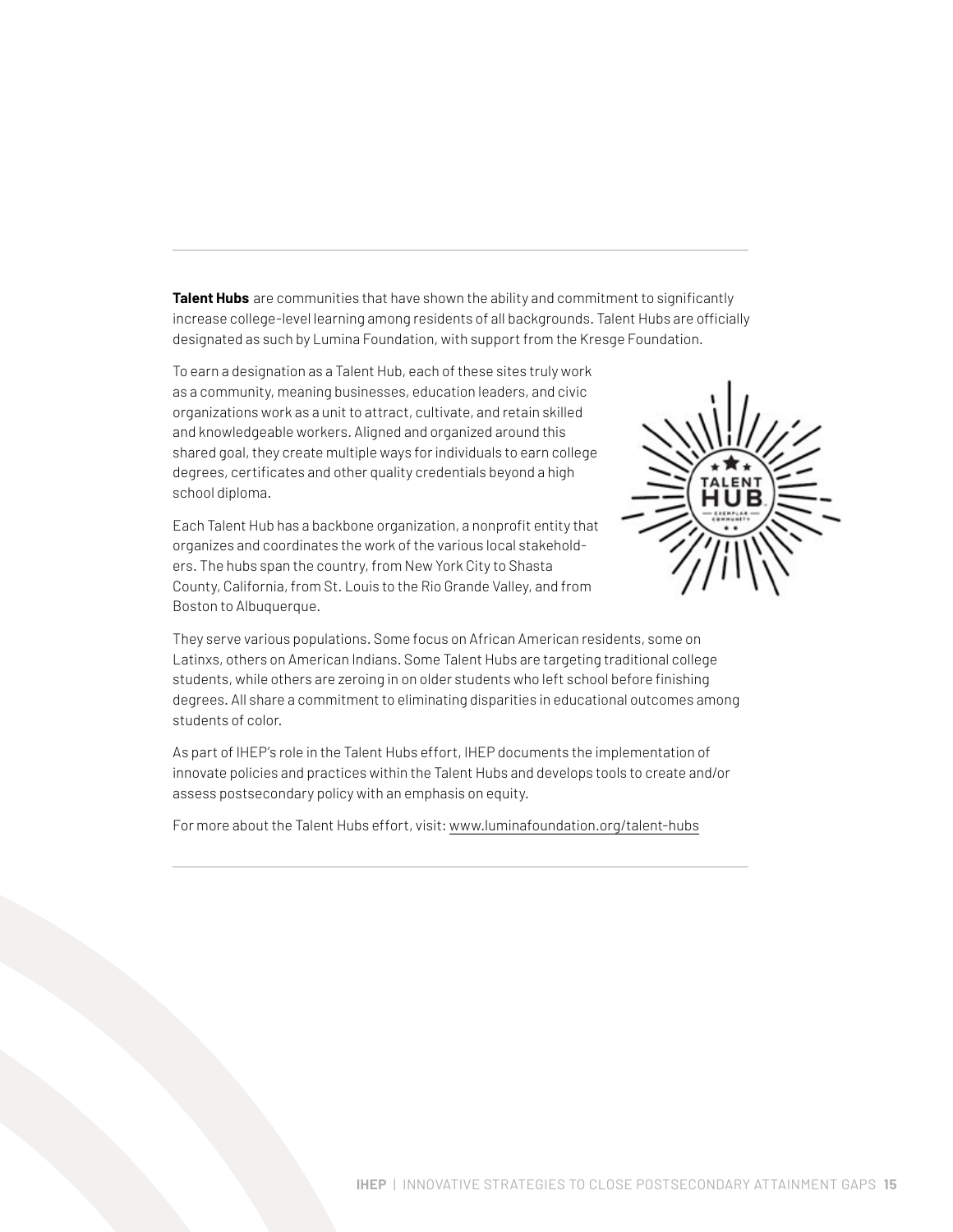**Talent Hubs** are communities that have shown the ability and commitment to significantly increase college-level learning among residents of all backgrounds. Talent Hubs are officially designated as such by Lumina Foundation, with support from the Kresge Foundation.

To earn a designation as a Talent Hub, each of these sites truly work as a community, meaning businesses, education leaders, and civic organizations work as a unit to attract, cultivate, and retain skilled and knowledgeable workers. Aligned and organized around this shared goal, they create multiple ways for individuals to earn college degrees, certificates and other quality credentials beyond a high school diploma.

Each Talent Hub has a backbone organization, a nonprofit entity that organizes and coordinates the work of the various local stakeholders. The hubs span the country, from New York City to Shasta County, California, from St. Louis to the Rio Grande Valley, and from Boston to Albuquerque.

They serve various populations. Some focus on African American residents, some on Latinxs, others on American Indians. Some Talent Hubs are targeting traditional college students, while others are zeroing in on older students who left school before finishing degrees. All share a commitment to eliminating disparities in educational outcomes among students of color.

As part of IHEP's role in the Talent Hubs effort, IHEP documents the implementation of innovate policies and practices within the Talent Hubs and develops tools to create and/or assess postsecondary policy with an emphasis on equity.

For more about the Talent Hubs effort, visit: www.luminafoundation.org/talent-hubs